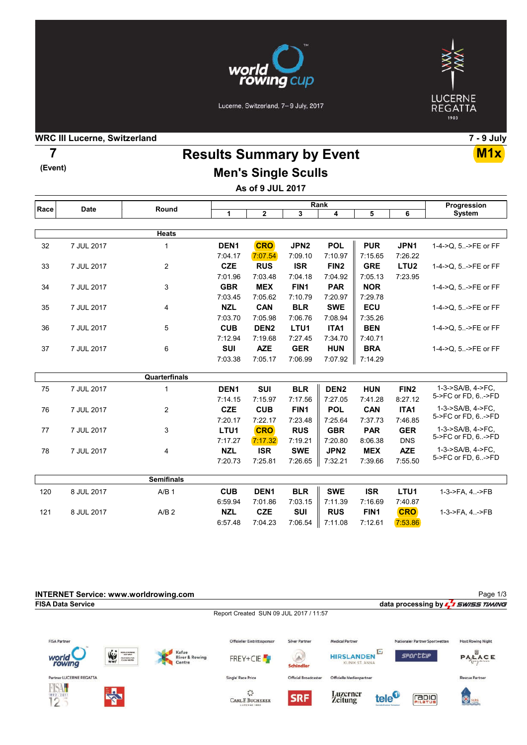world rowing cup

Lucerne, Switzerland, 7–9 July, 2017

LUCERNE REGATTA 1903

**WRC III Lucerne, Switzerland** **7 - 9 July**

**7**
**(Event)**

# Results Summary by Event

**M1x**

## Men's Single Sculls

**As of 9 JUL 2017**

| Race | Date | Round | Rank 1 | Rank 2 | Rank 3 | Rank 4 | Rank 5 | Rank 6 | Progression System |
|---|---|---|---|---|---|---|---|---|---|
| | | **Heats** | | | | | | | |
| 32 | 7 JUL 2017 | 1 | **DEN1** 7:04.17 | **CRO** 7:07.54 | **JPN2** 7:09.10 | **POL** 7:10.97 | **PUR** 7:15.65 | **JPN1** 7:26.22 | 1-4->Q, 5..->FE or FF |
| 33 | 7 JUL 2017 | 2 | **CZE** 7:01.96 | **RUS** 7:03.48 | **ISR** 7:04.18 | **FIN2** 7:04.92 | **GRE** 7:05.13 | **LTU2** 7:23.95 | 1-4->Q, 5..->FE or FF |
| 34 | 7 JUL 2017 | 3 | **GBR** 7:03.45 | **MEX** 7:05.62 | **FIN1** 7:10.79 | **PAR** 7:20.97 | **NOR** 7:29.78 | | 1-4->Q, 5..->FE or FF |
| 35 | 7 JUL 2017 | 4 | **NZL** 7:03.70 | **CAN** 7:05.98 | **BLR** 7:06.76 | **SWE** 7:08.94 | **ECU** 7:35.26 | | 1-4->Q, 5..->FE or FF |
| 36 | 7 JUL 2017 | 5 | **CUB** 7:12.94 | **DEN2** 7:19.68 | **LTU1** 7:27.45 | **ITA1** 7:34.70 | **BEN** 7:40.71 | | 1-4->Q, 5..->FE or FF |
| 37 | 7 JUL 2017 | 6 | **SUI** 7:03.38 | **AZE** 7:05.17 | **GER** 7:06.99 | **HUN** 7:07.92 | **BRA** 7:14.29 | | 1-4->Q, 5..->FE or FF |
| | | **Quarterfinals** | | | | | | | |
| 75 | 7 JUL 2017 | 1 | **DEN1** 7:14.15 | **SUI** 7:15.97 | **BLR** 7:17.56 | **DEN2** 7:27.05 | **HUN** 7:41.28 | **FIN2** 8:27.12 | 1-3->SA/B, 4->FC, 5->FC or FD, 6..->FD |
| 76 | 7 JUL 2017 | 2 | **CZE** 7:20.17 | **CUB** 7:22.17 | **FIN1** 7:23.48 | **POL** 7:25.64 | **CAN** 7:37.73 | **ITA1** 7:46.85 | 1-3->SA/B, 4->FC, 5->FC or FD, 6..->FD |
| 77 | 7 JUL 2017 | 3 | **LTU1** 7:17.27 | **CRO** 7:17.32 | **RUS** 7:19.21 | **GBR** 7:20.80 | **PAR** 8:06.38 | **GER** DNS | 1-3->SA/B, 4->FC, 5->FC or FD, 6..->FD |
| 78 | 7 JUL 2017 | 4 | **NZL** 7:20.73 | **ISR** 7:25.81 | **SWE** 7:26.65 | **JPN2** 7:32.21 | **MEX** 7:39.66 | **AZE** 7:55.50 | 1-3->SA/B, 4->FC, 5->FC or FD, 6..->FD |
| | | **Semifinals** | | | | | | | |
| 120 | 8 JUL 2017 | A/B 1 | **CUB** 6:59.94 | **DEN1** 7:01.86 | **BLR** 7:03.15 | **SWE** 7:11.39 | **ISR** 7:16.69 | **LTU1** 7:40.87 | 1-3->FA, 4..->FB |
| 121 | 8 JUL 2017 | A/B 2 | **NZL** 6:57.48 | **CZE** 7:04.23 | **SUI** 7:06.54 | **RUS** 7:11.08 | **FIN1** 7:12.61 | **CRO** 7:53.86 | 1-3->FA, 4..->FB |

**INTERNET Service: www.worldrowing.com**
**FISA Data Service** data processing by SWISS TIMING

Report Created SUN 09 JUL 2017 / 11:57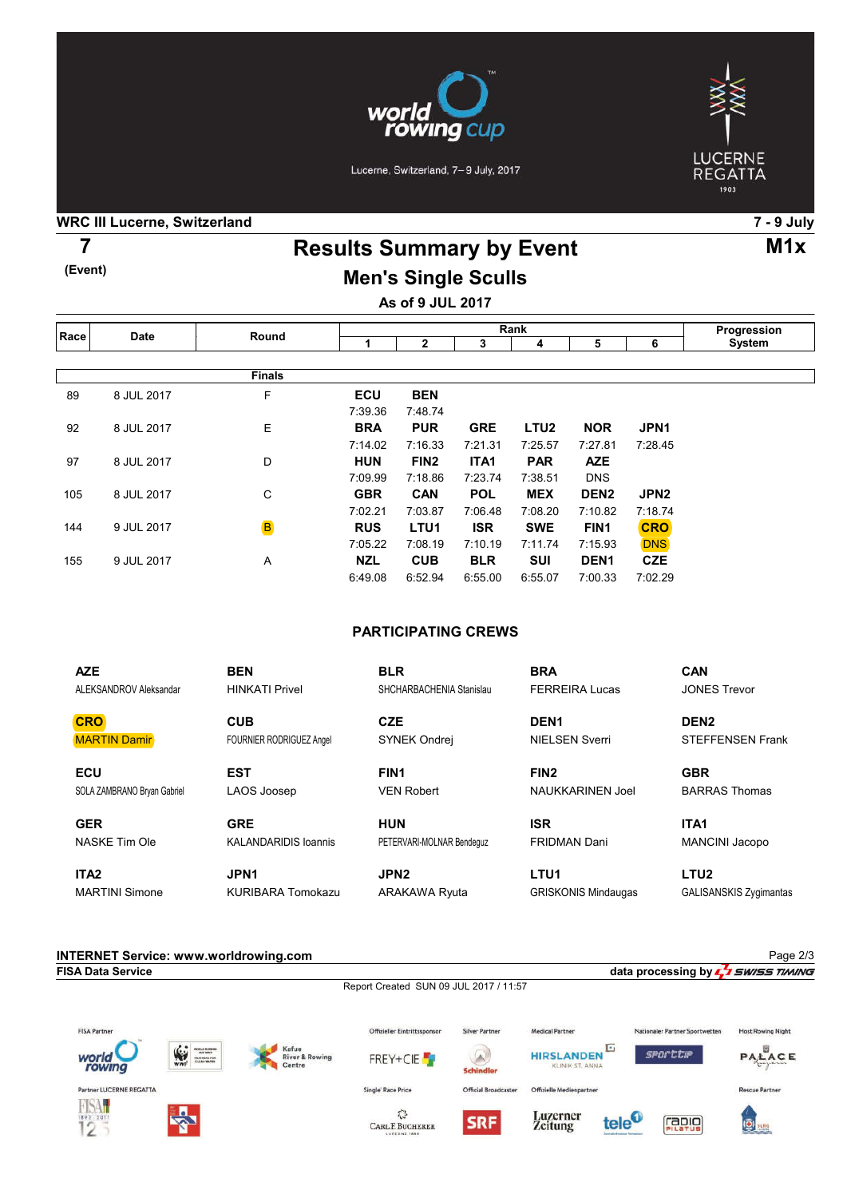# world rowing cup

Lucerne, Switzerland, 7–9 July, 2017

LUCERNE REGATTA 1903

**WRC III Lucerne, Switzerland** — **7 - 9 July**

**7** (Event)

## Results Summary by Event

**M1x**

### Men's Single Sculls

**As of 9 JUL 2017**

| Race | Date | Round | Rank 1 | 2 | 3 | 4 | 5 | 6 | Progression System |
|---|---|---|---|---|---|---|---|---|---|
| | | **Finals** | | | | | | | |
| 89 | 8 JUL 2017 | F | **ECU** 7:39.36 | **BEN** 7:48.74 | | | | | |
| 92 | 8 JUL 2017 | E | **BRA** 7:14.02 | **PUR** 7:16.33 | **GRE** 7:21.31 | **LTU2** 7:25.57 | **NOR** 7:27.81 | **JPN1** 7:28.45 | |
| 97 | 8 JUL 2017 | D | **HUN** 7:09.99 | **FIN2** 7:18.86 | **ITA1** 7:23.74 | **PAR** 7:38.51 | **AZE** DNS | | |
| 105 | 8 JUL 2017 | C | **GBR** 7:02.21 | **CAN** 7:03.87 | **POL** 7:06.48 | **MEX** 7:08.20 | **DEN2** 7:10.82 | **JPN2** 7:18.74 | |
| 144 | 9 JUL 2017 | B | **RUS** 7:05.22 | **LTU1** 7:08.19 | **ISR** 7:10.19 | **SWE** 7:11.74 | **FIN1** 7:15.93 | **CRO** DNS | |
| 155 | 9 JUL 2017 | A | **NZL** 6:49.08 | **CUB** 6:52.94 | **BLR** 6:55.00 | **SUI** 6:55.07 | **DEN1** 7:00.33 | **CZE** 7:02.29 | |

### PARTICIPATING CREWS

| | | | | |
|---|---|---|---|---|
| **AZE** ALEKSANDROV Aleksandar | **BEN** HINKATI Privel | **BLR** SHCHARBACHENIA Stanislau | **BRA** FERREIRA Lucas | **CAN** JONES Trevor |
| **CRO** MARTIN Damir | **CUB** FOURNIER RODRIGUEZ Angel | **CZE** SYNEK Ondrej | **DEN1** NIELSEN Sverri | **DEN2** STEFFENSEN Frank |
| **ECU** SOLA ZAMBRANO Bryan Gabriel | **EST** LAOS Joosep | **FIN1** VEN Robert | **FIN2** NAUKKARINEN Joel | **GBR** BARRAS Thomas |
| **GER** NASKE Tim Ole | **GRE** KALANDARIDIS Ioannis | **HUN** PETERVARI-MOLNAR Bendeguz | **ISR** FRIDMAN Dani | **ITA1** MANCINI Jacopo |
| **ITA2** MARTINI Simone | **JPN1** KURIBARA Tomokazu | **JPN2** ARAKAWA Ryuta | **LTU1** GRISKONIS Mindaugas | **LTU2** GALISANSKIS Zygimantas |

**INTERNET Service: www.worldrowing.com**

**FISA Data Service** — data processing by SWISS TIMING

Report Created SUN 09 JUL 2017 / 11:57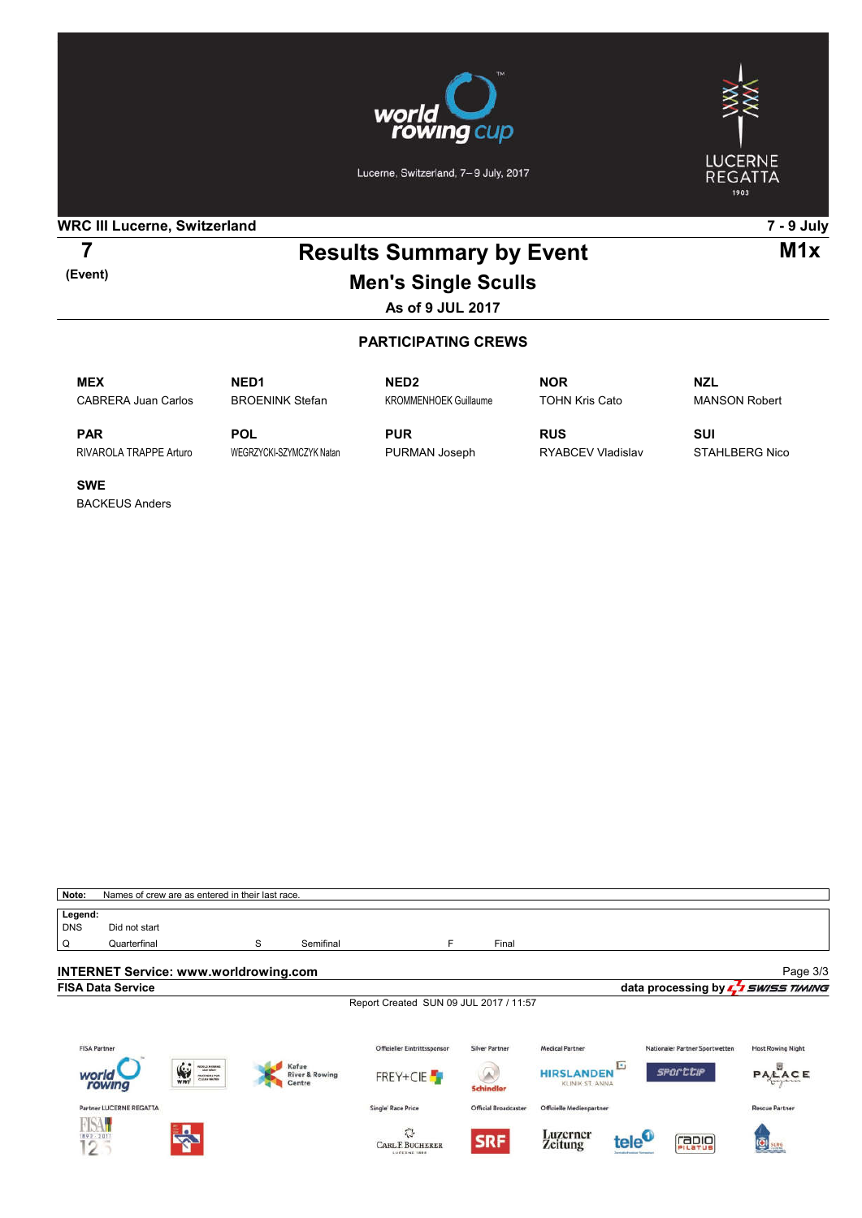**WRC III Lucerne, Switzerland** — **7 - 9 July**

# Results Summary by Event

**7** (Event) — **M1x**

## Men's Single Sculls

**As of 9 JUL 2017**

### PARTICIPATING CREWS

| | | | | |
|---|---|---|---|---|
| **MEX** | **NED1** | **NED2** | **NOR** | **NZL** |
| CABRERA Juan Carlos | BROENINK Stefan | KROMMENHOEK Guillaume | TOHN Kris Cato | MANSON Robert |
| **PAR** | **POL** | **PUR** | **RUS** | **SUI** |
| RIVAROLA TRAPPE Arturo | WEGRZYCKI-SZYMCZYK Natan | PURMAN Joseph | RYABCEV Vladislav | STAHLBERG Nico |
| **SWE** | | | | |
| BACKEUS Anders | | | | |

**Note:** Names of crew are as entered in their last race.

**Legend:**

| | | | | | |
|---|---|---|---|---|---|
| DNS | Did not start | | | | |
| Q | Quarterfinal | S | Semifinal | F | Final |

**INTERNET Service: www.worldrowing.com**

**FISA Data Service** — **data processing by SWISS TIMING**

Report Created SUN 09 JUL 2017 / 11:57